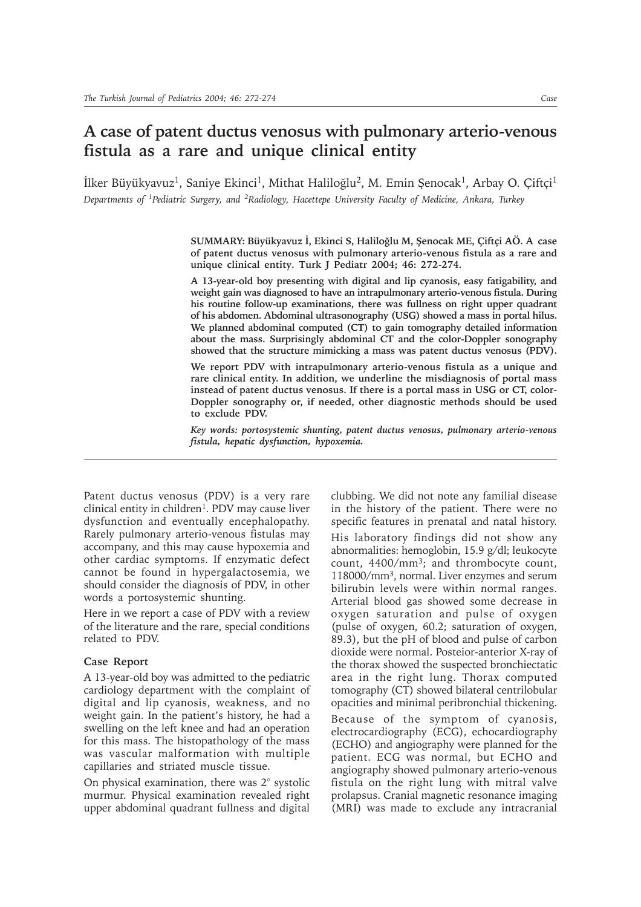# A case of patent ductus venosus with pulmonary arterio-venous fistula as a rare and unique clinical entity

İlker Büyükyavuz[1], Saniye Ekinci[1], Mithat Haliloğlu[2], M. Emin Şenocak[1], Arbay O. Çiftçi[1]

*Departments of [1]Pediatric Surgery, and [2]Radiology, Hacettepe University Faculty of Medicine, Ankara, Turkey*

**SUMMARY: Büyükyavuz İ, Ekinci S, Haliloğlu M, Şenocak ME, Çiftçi AÖ. A case of patent ductus venosus with pulmonary arterio-venous fistula as a rare and unique clinical entity. Turk J Pediatr 2004; 46: 272-274.**

**A 13-year-old boy presenting with digital and lip cyanosis, easy fatigability, and weight gain was diagnosed to have an intrapulmonary arterio-venous fistula. During his routine follow-up examinations, there was fullness on right upper quadrant of his abdomen. Abdominal ultrasonography (USG) showed a mass in portal hilus. We planned abdominal computed (CT) to gain tomography detailed information about the mass. Surprisingly abdominal CT and the color-Doppler sonography showed that the structure mimicking a mass was patent ductus venosus (PDV).**

**We report PDV with intrapulmonary arterio-venous fistula as a unique and rare clinical entity. In addition, we underline the misdiagnosis of portal mass instead of patent ductus venosus. If there is a portal mass in USG or CT, color-Doppler sonography or, if needed, other diagnostic methods should be used to exclude PDV.**

***Key words: portosystemic shunting, patent ductus venosus, pulmonary arterio-venous fistula, hepatic dysfunction, hypoxemia.***

---

Patent ductus venosus (PDV) is a very rare clinical entity in children[1]. PDV may cause liver dysfunction and eventually encephalopathy. Rarely pulmonary arterio-venous fistulas may accompany, and this may cause hypoxemia and other cardiac symptoms. If enzymatic defect cannot be found in hypergalactosemia, we should consider the diagnosis of PDV, in other words a portosystemic shunting.

Here in we report a case of PDV with a review of the literature and the rare, special conditions related to PDV.

### Case Report

A 13-year-old boy was admitted to the pediatric cardiology department with the complaint of digital and lip cyanosis, weakness, and no weight gain. In the patient's history, he had a swelling on the left knee and had an operation for this mass. The histopathology of the mass was vascular malformation with multiple capillaries and striated muscle tissue.

On physical examination, there was 2° systolic murmur. Physical examination revealed right upper abdominal quadrant fullness and digital clubbing. We did not note any familial disease in the history of the patient. There were no specific features in prenatal and natal history.

His laboratory findings did not show any abnormalities: hemoglobin, 15.9 g/dl; leukocyte count, 4400/mm$^3$; and thrombocyte count, 118000/mm$^3$, normal. Liver enzymes and serum bilirubin levels were within normal ranges. Arterial blood gas showed some decrease in oxygen saturation and pulse of oxygen (pulse of oxygen, 60.2; saturation of oxygen, 89.3), but the pH of blood and pulse of carbon dioxide were normal. Poseior-anterior X-ray of the thorax showed the suspected bronchiectatic area in the right lung. Thorax computed tomography (CT) showed bilateral centrilobular opacities and minimal peribronchial thickening.

Because of the symptom of cyanosis, electrocardiography (ECG), echocardiography (ECHO) and angiography were planned for the patient. ECG was normal, but ECHO and angiography showed pulmonary arterio-venous fistula on the right lung with mitral valve prolapsus. Cranial magnetic resonance imaging (MRI) was made to exclude any intracranial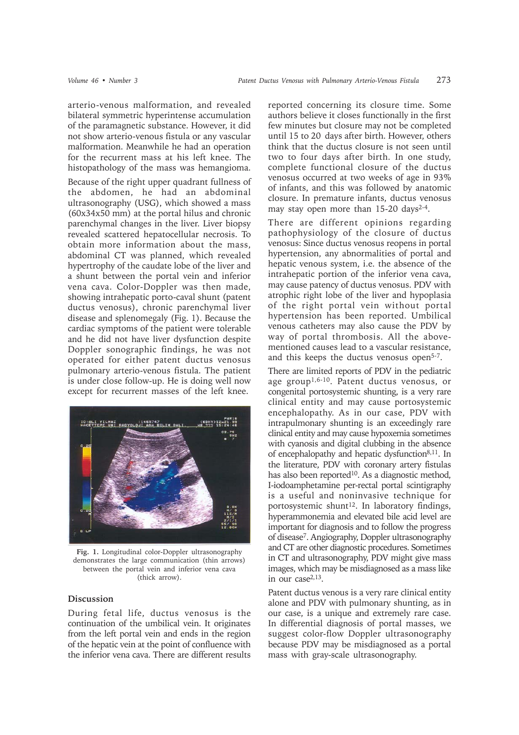arterio-venous malformation, and revealed bilateral symmetric hyperintense accumulation of the paramagnetic substance. However, it did not show arterio-venous fistula or any vascular malformation. Meanwhile he had an operation for the recurrent mass at his left knee. The histopathology of the mass was hemangioma.

Because of the right upper quadrant fullness of the abdomen, he had an abdominal ultrasonography (USG), which showed a mass (60x34x50 mm) at the portal hilus and chronic parenchymal changes in the liver. Liver biopsy revealed scattered hepatocellular necrosis. To obtain more information about the mass, abdominal CT was planned, which revealed hypertrophy of the caudate lobe of the liver and a shunt between the portal vein and inferior vena cava. Color-Doppler was then made, showing intrahepatic porto-caval shunt (patent ductus venosus), chronic parenchymal liver disease and splenomegaly (Fig. 1). Because the cardiac symptoms of the patient were tolerable and he did not have liver dysfunction despite Doppler sonographic findings, he was not operated for either patent ductus venosus pulmonary arterio-venous fistula. The patient is under close follow-up. He is doing well now except for recurrent masses of the left knee.

**Fig. 1.** Longitudinal color-Doppler ultrasonography demonstrates the large communication (thin arrows) between the portal vein and inferior vena cava (thick arrow).

## Discussion

During fetal life, ductus venosus is the continuation of the umbilical vein. It originates from the left portal vein and ends in the region of the hepatic vein at the point of confluence with the inferior vena cava. There are different results reported concerning its closure time. Some authors believe it closes functionally in the first few minutes but closure may not be completed until 15 to 20 days after birth. However, others think that the ductus closure is not seen until two to four days after birth. In one study, complete functional closure of the ductus venosus occurred at two weeks of age in 93% of infants, and this was followed by anatomic closure. In premature infants, ductus venosus may stay open more than 15-20 days[2-4].

There are different opinions regarding pathophysiology of the closure of ductus venosus: Since ductus venosus reopens in portal hypertension, any abnormalities of portal and hepatic venous system, i.e. the absence of the intrahepatic portion of the inferior vena cava, may cause patency of ductus venosus. PDV with atrophic right lobe of the liver and hypoplasia of the right portal vein without portal hypertension has been reported. Umbilical venous catheters may also cause the PDV by way of portal thrombosis. All the above-mentioned causes lead to a vascular resistance, and this keeps the ductus venosus open[5-7].

There are limited reports of PDV in the pediatric age group[1,6-10]. Patent ductus venosus, or congenital portosystemic shunting, is a very rare clinical entity and may cause portosystemic encephalopathy. As in our case, PDV with intrapulmonary shunting is an exceedingly rare clinical entity and may cause hypoxemia sometimes with cyanosis and digital clubbing in the absence of encephalopathy and hepatic dysfunction[8,11]. In the literature, PDV with coronary artery fistulas has also been reported[10]. As a diagnostic method, I-iodoamphetamine per-rectal portal scintigraphy is a useful and noninvasive technique for portosystemic shunt[12]. In laboratory findings, hyperammonemia and elevated bile acid level are important for diagnosis and to follow the progress of disease[7]. Angiography, Doppler ultrasonography and CT are other diagnostic procedures. Sometimes in CT and ultrasonography, PDV might give mass images, which may be misdiagnosed as a mass like in our case[2,13].

Patent ductus venous is a very rare clinical entity alone and PDV with pulmonary shunting, as in our case, is a unique and extremely rare case. In differential diagnosis of portal masses, we suggest color-flow Doppler ultrasonography because PDV may be misdiagnosed as a portal mass with gray-scale ultrasonography.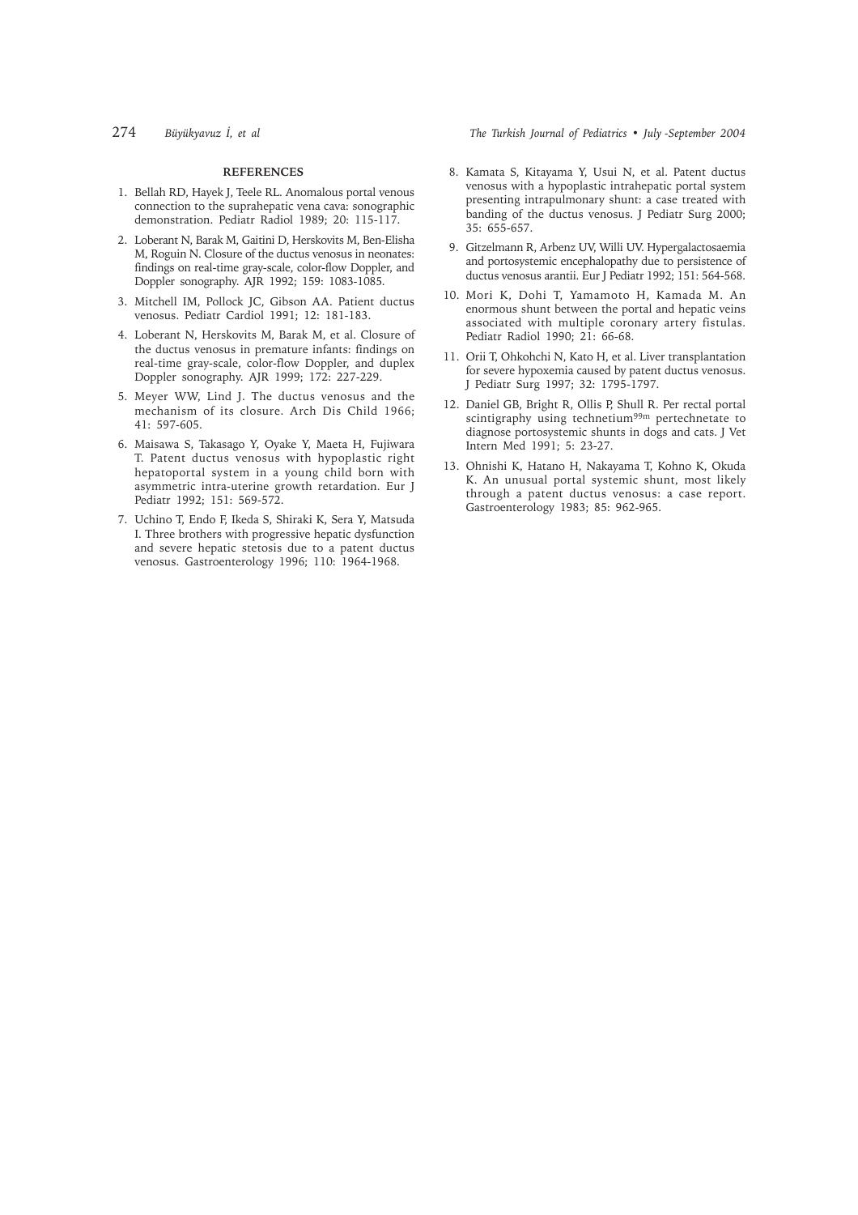## REFERENCES

1. Bellah RD, Hayek J, Teele RL. Anomalous portal venous connection to the suprahepatic vena cava: sonographic demonstration. Pediatr Radiol 1989; 20: 115-117.
2. Loberant N, Barak M, Gaitini D, Herskovits M, Ben-Elisha M, Roguin N. Closure of the ductus venosus in neonates: findings on real-time gray-scale, color-flow Doppler, and Doppler sonography. AJR 1992; 159: 1083-1085.
3. Mitchell IM, Pollock JC, Gibson AA. Patient ductus venosus. Pediatr Cardiol 1991; 12: 181-183.
4. Loberant N, Herskovits M, Barak M, et al. Closure of the ductus venosus in premature infants: findings on real-time gray-scale, color-flow Doppler, and duplex Doppler sonography. AJR 1999; 172: 227-229.
5. Meyer WW, Lind J. The ductus venosus and the mechanism of its closure. Arch Dis Child 1966; 41: 597-605.
6. Maisawa S, Takasago Y, Oyake Y, Maeta H, Fujiwara T. Patent ductus venosus with hypoplastic right hepatoportal system in a young child born with asymmetric intra-uterine growth retardation. Eur J Pediatr 1992; 151: 569-572.
7. Uchino T, Endo F, Ikeda S, Shiraki K, Sera Y, Matsuda I. Three brothers with progressive hepatic dysfunction and severe hepatic stetosis due to a patent ductus venosus. Gastroenterology 1996; 110: 1964-1968.
8. Kamata S, Kitayama Y, Usui N, et al. Patent ductus venosus with a hypoplastic intrahepatic portal system presenting intrapulmonary shunt: a case treated with banding of the ductus venosus. J Pediatr Surg 2000; 35: 655-657.
9. Gitzelmann R, Arbenz UV, Willi UV. Hypergalactosaemia and portosystemic encephalopathy due to persistence of ductus venosus arantii. Eur J Pediatr 1992; 151: 564-568.
10. Mori K, Dohi T, Yamamoto H, Kamada M. An enormous shunt between the portal and hepatic veins associated with multiple coronary artery fistulas. Pediatr Radiol 1990; 21: 66-68.
11. Orii T, Ohkohchi N, Kato H, et al. Liver transplantation for severe hypoxemia caused by patent ductus venosus. J Pediatr Surg 1997; 32: 1795-1797.
12. Daniel GB, Bright R, Ollis P, Shull R. Per rectal portal scintigraphy using technetium$^{99m}$ pertechnetate to diagnose portosystemic shunts in dogs and cats. J Vet Intern Med 1991; 5: 23-27.
13. Ohnishi K, Hatano H, Nakayama T, Kohno K, Okuda K. An unusual portal systemic shunt, most likely through a patent ductus venosus: a case report. Gastroenterology 1983; 85: 962-965.